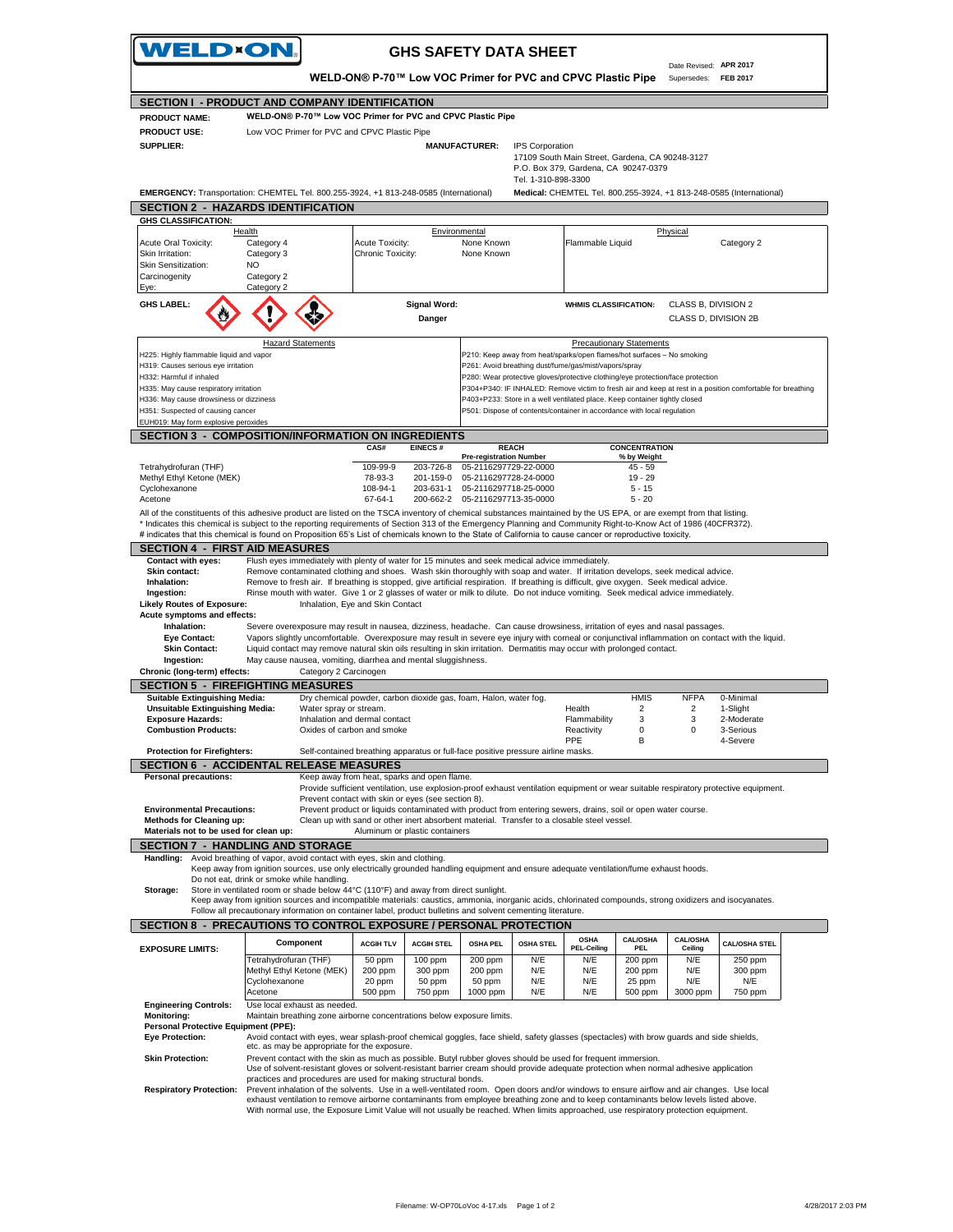# WELD-ON

## GHS SAFETY DATA SHEET

Date Revised: **APR 2017**
Supersedes: **FEB 2017**

**WELD-ON® P-70™ Low VOC Primer for PVC and CPVC Plastic Pipe**

## SECTION I - PRODUCT AND COMPANY IDENTIFICATION

**PRODUCT NAME:** WELD-ON® P-70™ Low VOC Primer for PVC and CPVC Plastic Pipe

**PRODUCT USE:** Low VOC Primer for PVC and CPVC Plastic Pipe

**SUPPLIER:**

**MANUFACTURER:** IPS Corporation
17109 South Main Street, Gardena, CA 90248-3127
P.O. Box 379, Gardena, CA 90247-0379
Tel. 1-310-898-3300

**EMERGENCY:** Transportation: CHEMTEL Tel. 800.255-3924, +1 813-248-0585 (International) **Medical:** CHEMTEL Tel. 800.255-3924, +1 813-248-0585 (International)

## SECTION 2 - HAZARDS IDENTIFICATION

**GHS CLASSIFICATION:**

| Health | | Environmental | | Physical | |
|---|---|---|---|---|---|
| Acute Oral Toxicity: | Category 4 | Acute Toxicity: | None Known | Flammable Liquid | Category 2 |
| Skin Irritation: | Category 3 | Chronic Toxicity: | None Known | | |
| Skin Sensitization: | NO | | | | |
| Carcinogenity | Category 2 | | | | |
| Eye: | Category 2 | | | | |

**GHS LABEL:**

**Signal Word:** **Danger**

**WHMIS CLASSIFICATION:** CLASS B, DIVISION 2; CLASS D, DIVISION 2B

| Hazard Statements | Precautionary Statements |
|---|---|
| H225: Highly flammable liquid and vapor | P210: Keep away from heat/sparks/open flames/hot surfaces – No smoking |
| H319: Causes serious eye irritation | P261: Avoid breathing dust/fume/gas/mist/vapors/spray |
| H332: Harmful if inhaled | P280: Wear protective gloves/protective clothing/eye protection/face protection |
| H335: May cause respiratory irritation | P304+P340: IF INHALED: Remove victim to fresh air and keep at rest in a position comfortable for breathing |
| H336: May cause drowsiness or dizziness | P403+P233: Store in a well ventilated place. Keep container tightly closed |
| H351: Suspected of causing cancer | P501: Dispose of contents/container in accordance with local regulation |
| EUH019: May form explosive peroxides | |

## SECTION 3 - COMPOSITION/INFORMATION ON INGREDIENTS

| | CAS# | EINECS # | REACH Pre-registration Number | CONCENTRATION % by Weight |
|---|---|---|---|---|
| Tetrahydrofuran (THF) | 109-99-9 | 203-726-8 | 05-2116297729-22-0000 | 45 - 59 |
| Methyl Ethyl Ketone (MEK) | 78-93-3 | 201-159-0 | 05-2116297728-24-0000 | 19 - 29 |
| Cyclohexanone | 108-94-1 | 203-631-1 | 05-2116297718-25-0000 | 5 - 15 |
| Acetone | 67-64-1 | 200-662-2 | 05-2116297713-35-0000 | 5 - 20 |

All of the constituents of this adhesive product are listed on the TSCA inventory of chemical substances maintained by the US EPA, or are exempt from that listing.
* Indicates this chemical is subject to the reporting requirements of Section 313 of the Emergency Planning and Community Right-to-Know Act of 1986 (40CFR372).
# indicates that this chemical is found on Proposition 65's List of chemicals known to the State of California to cause cancer or reproductive toxicity.

## SECTION 4 - FIRST AID MEASURES

**Contact with eyes:** Flush eyes immediately with plenty of water for 15 minutes and seek medical advice immediately.
**Skin contact:** Remove contaminated clothing and shoes. Wash skin thoroughly with soap and water. If irritation develops, seek medical advice.
**Inhalation:** Remove to fresh air. If breathing is stopped, give artificial respiration. If breathing is difficult, give oxygen. Seek medical advice.
**Ingestion:** Rinse mouth with water. Give 1 or 2 glasses of water or milk to dilute. Do not induce vomiting. Seek medical advice immediately.

**Likely Routes of Exposure:** Inhalation, Eye and Skin Contact

**Acute symptoms and effects:**
**Inhalation:** Severe overexposure may result in nausea, dizziness, headache. Can cause drowsiness, irritation of eyes and nasal passages.
**Eye Contact:** Vapors slightly uncomfortable. Overexposure may result in severe eye injury with corneal or conjunctival inflammation on contact with the liquid.
**Skin Contact:** Liquid contact may remove natural skin oils resulting in skin irritation. Dermatitis may occur with prolonged contact.
**Ingestion:** May cause nausea, vomiting, diarrhea and mental sluggishness.

**Chronic (long-term) effects:** Category 2 Carcinogen

## SECTION 5 - FIREFIGHTING MEASURES

**Suitable Extinguishing Media:** Dry chemical powder, carbon dioxide gas, foam, Halon, water fog.
**Unsuitable Extinguishing Media:** Water spray or stream.
**Exposure Hazards:** Inhalation and dermal contact
**Combustion Products:** Oxides of carbon and smoke

| | HMIS | NFPA | |
|---|---|---|---|
| Health | 2 | 2 | 0-Minimal |
| Flammability | 3 | 3 | 1-Slight |
| Reactivity | 0 | 0 | 2-Moderate |
| PPE | B | | 3-Serious |
| | | | 4-Severe |

**Protection for Firefighters:** Self-contained breathing apparatus or full-face positive pressure airline masks.

## SECTION 6 - ACCIDENTAL RELEASE MEASURES

**Personal precautions:** Keep away from heat, sparks and open flame.
Provide sufficient ventilation, use explosion-proof exhaust ventilation equipment or wear suitable respiratory protective equipment.
Prevent contact with skin or eyes (see section 8).
**Environmental Precautions:** Prevent product or liquids contaminated with product from entering sewers, drains, soil or open water course.
**Methods for Cleaning up:** Clean up with sand or other inert absorbent material. Transfer to a closable steel vessel.
**Materials not to be used for clean up:** Aluminum or plastic containers

## SECTION 7 - HANDLING AND STORAGE

**Handling:** Avoid breathing of vapor, avoid contact with eyes, skin and clothing.
Keep away from ignition sources, use only electrically grounded handling equipment and ensure adequate ventilation/fume exhaust hoods.
Do not eat, drink or smoke while handling.
**Storage:** Store in ventilated room or shade below 44°C (110°F) and away from direct sunlight.
Keep away from ignition sources and incompatible materials: caustics, ammonia, inorganic acids, chlorinated compounds, strong oxidizers and isocyanates.
Follow all precautionary information on container label, product bulletins and solvent cementing literature.

## SECTION 8 - PRECAUTIONS TO CONTROL EXPOSURE / PERSONAL PROTECTION

**EXPOSURE LIMITS:**

| Component | ACGIH TLV | ACGIH STEL | OSHA PEL | OSHA STEL | OSHA PEL-Ceiling | CAL/OSHA PEL | CAL/OSHA Ceiling | CAL/OSHA STEL |
|---|---|---|---|---|---|---|---|---|
| Tetrahydrofuran (THF) | 50 ppm | 100 ppm | 200 ppm | N/E | N/E | 200 ppm | N/E | 250 ppm |
| Methyl Ethyl Ketone (MEK) | 200 ppm | 300 ppm | 200 ppm | N/E | N/E | 200 ppm | N/E | 300 ppm |
| Cyclohexanone | 20 ppm | 50 ppm | 50 ppm | N/E | N/E | 25 ppm | N/E | N/E |
| Acetone | 500 ppm | 750 ppm | 1000 ppm | N/E | N/E | 500 ppm | 3000 ppm | 750 ppm |

**Engineering Controls:** Use local exhaust as needed.
**Monitoring:** Maintain breathing zone airborne concentrations below exposure limits.

**Personal Protective Equipment (PPE):**
**Eye Protection:** Avoid contact with eyes, wear splash-proof chemical goggles, face shield, safety glasses (spectacles) with brow guards and side shields, etc. as may be appropriate for the exposure.
**Skin Protection:** Prevent contact with the skin as much as possible. Butyl rubber gloves should be used for frequent immersion.
Use of solvent-resistant gloves or solvent-resistant barrier cream should provide adequate protection when normal adhesive application practices and procedures are used for making structural bonds.
**Respiratory Protection:** Prevent inhalation of the solvents. Use in a well-ventilated room. Open doors and/or windows to ensure airflow and air changes. Use local exhaust ventilation to remove airborne contaminants from employee breathing zone and to keep contaminants below levels listed above.
With normal use, the Exposure Limit Value will not usually be reached. When limits approached, use respiratory protection equipment.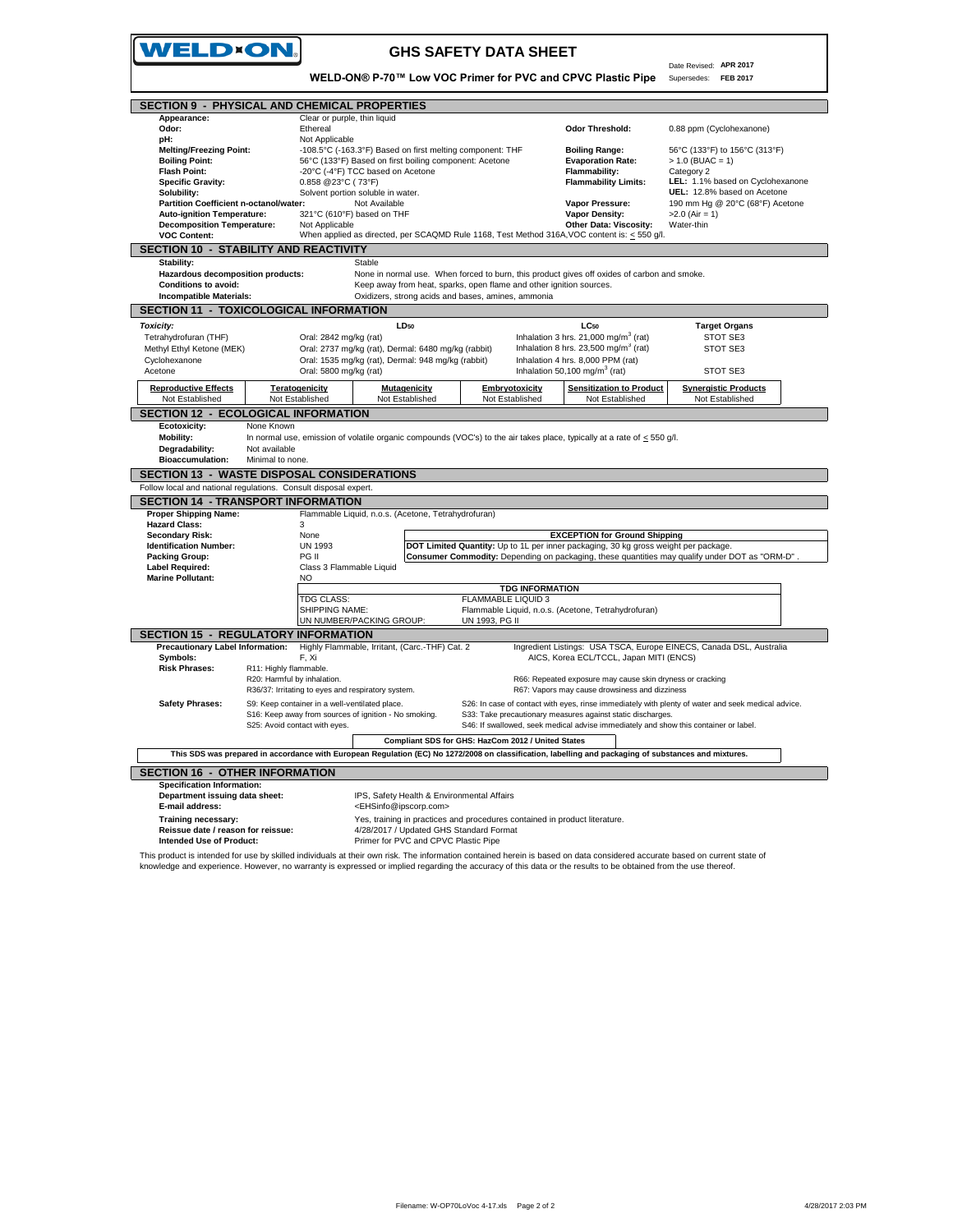# GHS SAFETY DATA SHEET

**WELD-ON® P-70™ Low VOC Primer for PVC and CPVC Plastic Pipe**

Date Revised: **APR 2017**
Supersedes: **FEB 2017**

## SECTION 9 - PHYSICAL AND CHEMICAL PROPERTIES

| | | | |
|---|---|---|---|
| **Appearance:** | Clear or purple, thin liquid | | |
| **Odor:** | Ethereal | **Odor Threshold:** | 0.88 ppm (Cyclohexanone) |
| **pH:** | Not Applicable | | |
| **Melting/Freezing Point:** | -108.5°C (-163.3°F) Based on first melting component: THF | **Boiling Range:** | 56°C (133°F) to 156°C (313°F) |
| **Boiling Point:** | 56°C (133°F) Based on first boiling component: Acetone | **Evaporation Rate:** | > 1.0 (BUAC = 1) |
| **Flash Point:** | -20°C (-4°F) TCC based on Acetone | **Flammability:** | Category 2 |
| **Specific Gravity:** | 0.858 @23°C ( 73°F) | **Flammability Limits:** | **LEL:** 1.1% based on Cyclohexanone |
| **Solubility:** | Solvent portion soluble in water. | | **UEL:** 12.8% based on Acetone |
| **Partition Coefficient n-octanol/water:** | Not Available | **Vapor Pressure:** | 190 mm Hg @ 20°C (68°F) Acetone |
| **Auto-ignition Temperature:** | 321°C (610°F) based on THF | **Vapor Density:** | >2.0 (Air = 1) |
| **Decomposition Temperature:** | Not Applicable | **Other Data: Viscosity:** | Water-thin |
| **VOC Content:** | When applied as directed, per SCAQMD Rule 1168, Test Method 316A,VOC content is: ≤ 550 g/l. | | |

## SECTION 10 - STABILITY AND REACTIVITY

| | |
|---|---|
| **Stability:** | Stable |
| **Hazardous decomposition products:** | None in normal use. When forced to burn, this product gives off oxides of carbon and smoke. |
| **Conditions to avoid:** | Keep away from heat, sparks, open flame and other ignition sources. |
| **Incompatible Materials:** | Oxidizers, strong acids and bases, amines, ammonia |

## SECTION 11 - TOXICOLOGICAL INFORMATION

| *Toxicity:* | $LD_{50}$ | $LC_{50}$ | Target Organs |
|---|---|---|---|
| Tetrahydrofuran (THF) | Oral: 2842 mg/kg (rat) | Inhalation 3 hrs. 21,000 mg/m$^3$ (rat) | STOT SE3 |
| Methyl Ethyl Ketone (MEK) | Oral: 2737 mg/kg (rat), Dermal: 6480 mg/kg (rabbit) | Inhalation 8 hrs. 23,500 mg/m$^3$ (rat) | STOT SE3 |
| Cyclohexanone | Oral: 1535 mg/kg (rat), Dermal: 948 mg/kg (rabbit) | Inhalation 4 hrs. 8,000 PPM (rat) | |
| Acetone | Oral: 5800 mg/kg (rat) | Inhalation 50,100 mg/m$^3$ (rat) | STOT SE3 |

| Reproductive Effects | Teratogenicity | Mutagenicity | Embryotoxicity | Sensitization to Product | Synergistic Products |
|---|---|---|---|---|---|
| Not Established | Not Established | Not Established | Not Established | Not Established | Not Established |

## SECTION 12 - ECOLOGICAL INFORMATION

| | |
|---|---|
| **Ecotoxicity:** | None Known |
| **Mobility:** | In normal use, emission of volatile organic compounds (VOC's) to the air takes place, typically at a rate of ≤ 550 g/l. |
| **Degradability:** | Not available |
| **Bioaccumulation:** | Minimal to none. |

## SECTION 13 - WASTE DISPOSAL CONSIDERATIONS

Follow local and national regulations. Consult disposal expert.

## SECTION 14 - TRANSPORT INFORMATION

| | |
|---|---|
| **Proper Shipping Name:** | Flammable Liquid, n.o.s. (Acetone, Tetrahydrofuran) |
| **Hazard Class:** | 3 |
| **Secondary Risk:** | None |
| **Identification Number:** | UN 1993 |
| **Packing Group:** | PG II |
| **Label Required:** | Class 3 Flammable Liquid |
| **Marine Pollutant:** | NO |

**EXCEPTION for Ground Shipping**

**DOT Limited Quantity:** Up to 1L per inner packaging, 30 kg gross weight per package.
**Consumer Commodity:** Depending on packaging, these quantities may qualify under DOT as "ORM-D" .

**TDG INFORMATION**

| | |
|---|---|
| TDG CLASS: | FLAMMABLE LIQUID 3 |
| SHIPPING NAME: | Flammable Liquid, n.o.s. (Acetone, Tetrahydrofuran) |
| UN NUMBER/PACKING GROUP: | UN 1993, PG II |

## SECTION 15 - REGULATORY INFORMATION

**Precautionary Label Information:** Highly Flammable, Irritant, (Carc.-THF) Cat. 2

Ingredient Listings: USA TSCA, Europe EINECS, Canada DSL, Australia AICS, Korea ECL/TCCL, Japan MITI (ENCS)

**Symbols:** F, Xi

**Risk Phrases:**
- R11: Highly flammable.
- R20: Harmful by inhalation.
- R36/37: Irritating to eyes and respiratory system.
- R66: Repeated exposure may cause skin dryness or cracking
- R67: Vapors may cause drowsiness and dizziness

**Safety Phrases:**
- S9: Keep container in a well-ventilated place.
- S16: Keep away from sources of ignition - No smoking.
- S25: Avoid contact with eyes.
- S26: In case of contact with eyes, rinse immediately with plenty of water and seek medical advice.
- S33: Take precautionary measures against static discharges.
- S46: If swallowed, seek medical advise immediately and show this container or label.

**Compliant SDS for GHS: HazCom 2012 / United States**

**This SDS was prepared in accordance with European Regulation (EC) No 1272/2008 on classification, labelling and packaging of substances and mixtures.**

## SECTION 16 - OTHER INFORMATION

| | |
|---|---|
| **Specification Information:** | |
| **Department issuing data sheet:** | IPS, Safety Health & Environmental Affairs |
| **E-mail address:** | <EHSinfo@ipscorp.com> |
| **Training necessary:** | Yes, training in practices and procedures contained in product literature. |
| **Reissue date / reason for reissue:** | 4/28/2017 / Updated GHS Standard Format |
| **Intended Use of Product:** | Primer for PVC and CPVC Plastic Pipe |

This product is intended for use by skilled individuals at their own risk. The information contained herein is based on data considered accurate based on current state of knowledge and experience. However, no warranty is expressed or implied regarding the accuracy of this data or the results to be obtained from the use thereof.

Filename: W-OP70LoVoc 4-17.xls 4/28/2017 2:03 PM